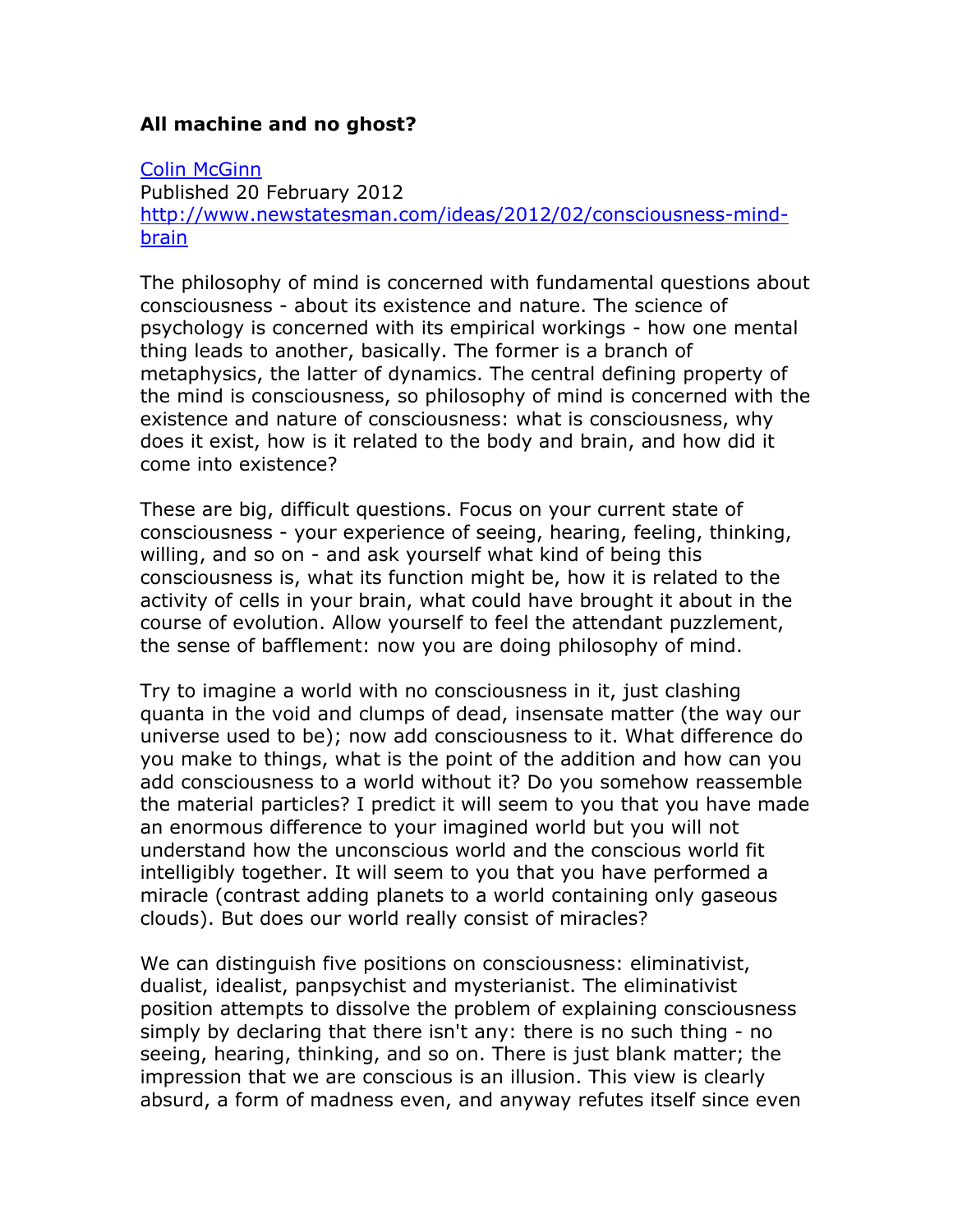**All machine and no ghost?**

[Colin McGinn](Colin McGinn)
Published 20 February 2012
[http://www.newstatesman.com/ideas/2012/02/consciousness-mind-brain](http://www.newstatesman.com/ideas/2012/02/consciousness-mind-brain)

The philosophy of mind is concerned with fundamental questions about consciousness - about its existence and nature. The science of psychology is concerned with its empirical workings - how one mental thing leads to another, basically. The former is a branch of metaphysics, the latter of dynamics. The central defining property of the mind is consciousness, so philosophy of mind is concerned with the existence and nature of consciousness: what is consciousness, why does it exist, how is it related to the body and brain, and how did it come into existence?

These are big, difficult questions. Focus on your current state of consciousness - your experience of seeing, hearing, feeling, thinking, willing, and so on - and ask yourself what kind of being this consciousness is, what its function might be, how it is related to the activity of cells in your brain, what could have brought it about in the course of evolution. Allow yourself to feel the attendant puzzlement, the sense of bafflement: now you are doing philosophy of mind.

Try to imagine a world with no consciousness in it, just clashing quanta in the void and clumps of dead, insensate matter (the way our universe used to be); now add consciousness to it. What difference do you make to things, what is the point of the addition and how can you add consciousness to a world without it? Do you somehow reassemble the material particles? I predict it will seem to you that you have made an enormous difference to your imagined world but you will not understand how the unconscious world and the conscious world fit intelligibly together. It will seem to you that you have performed a miracle (contrast adding planets to a world containing only gaseous clouds). But does our world really consist of miracles?

We can distinguish five positions on consciousness: eliminativist, dualist, idealist, panpsychist and mysterianist. The eliminativist position attempts to dissolve the problem of explaining consciousness simply by declaring that there isn't any: there is no such thing - no seeing, hearing, thinking, and so on. There is just blank matter; the impression that we are conscious is an illusion. This view is clearly absurd, a form of madness even, and anyway refutes itself since even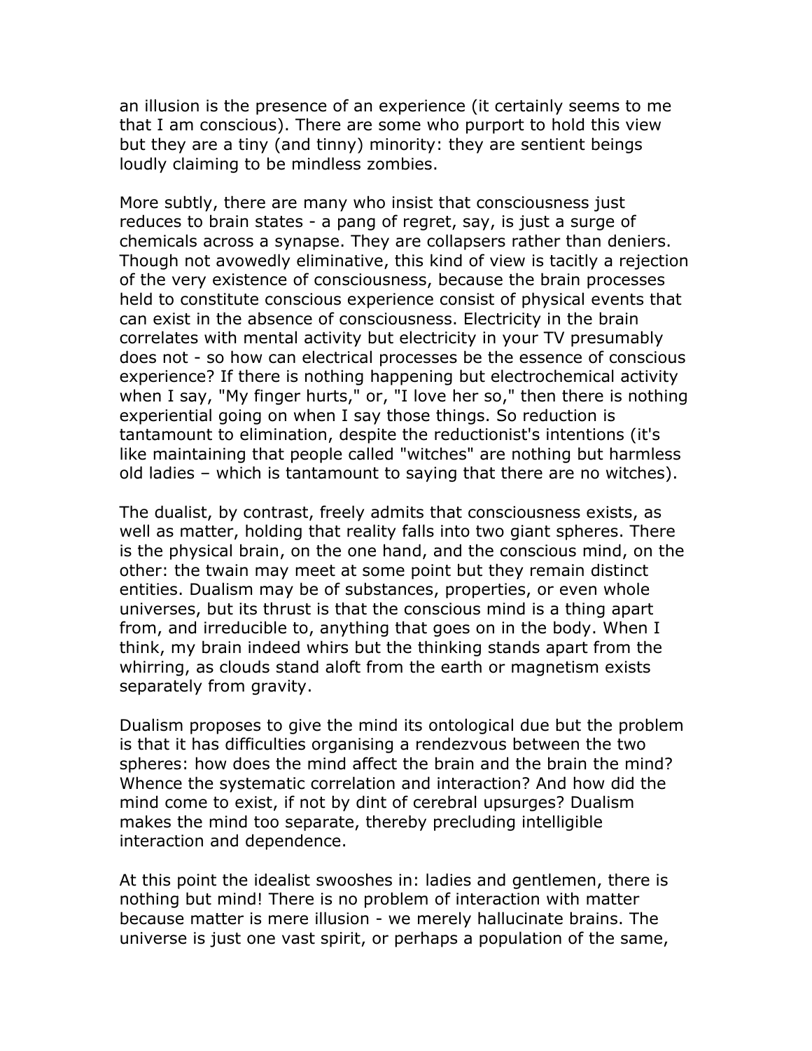an illusion is the presence of an experience (it certainly seems to me that I am conscious). There are some who purport to hold this view but they are a tiny (and tinny) minority: they are sentient beings loudly claiming to be mindless zombies.

More subtly, there are many who insist that consciousness just reduces to brain states - a pang of regret, say, is just a surge of chemicals across a synapse. They are collapsers rather than deniers. Though not avowedly eliminative, this kind of view is tacitly a rejection of the very existence of consciousness, because the brain processes held to constitute conscious experience consist of physical events that can exist in the absence of consciousness. Electricity in the brain correlates with mental activity but electricity in your TV presumably does not - so how can electrical processes be the essence of conscious experience? If there is nothing happening but electrochemical activity when I say, "My finger hurts," or, "I love her so," then there is nothing experiential going on when I say those things. So reduction is tantamount to elimination, despite the reductionist's intentions (it's like maintaining that people called "witches" are nothing but harmless old ladies – which is tantamount to saying that there are no witches).

The dualist, by contrast, freely admits that consciousness exists, as well as matter, holding that reality falls into two giant spheres. There is the physical brain, on the one hand, and the conscious mind, on the other: the twain may meet at some point but they remain distinct entities. Dualism may be of substances, properties, or even whole universes, but its thrust is that the conscious mind is a thing apart from, and irreducible to, anything that goes on in the body. When I think, my brain indeed whirs but the thinking stands apart from the whirring, as clouds stand aloft from the earth or magnetism exists separately from gravity.

Dualism proposes to give the mind its ontological due but the problem is that it has difficulties organising a rendezvous between the two spheres: how does the mind affect the brain and the brain the mind? Whence the systematic correlation and interaction? And how did the mind come to exist, if not by dint of cerebral upsurges? Dualism makes the mind too separate, thereby precluding intelligible interaction and dependence.

At this point the idealist swooshes in: ladies and gentlemen, there is nothing but mind! There is no problem of interaction with matter because matter is mere illusion - we merely hallucinate brains. The universe is just one vast spirit, or perhaps a population of the same,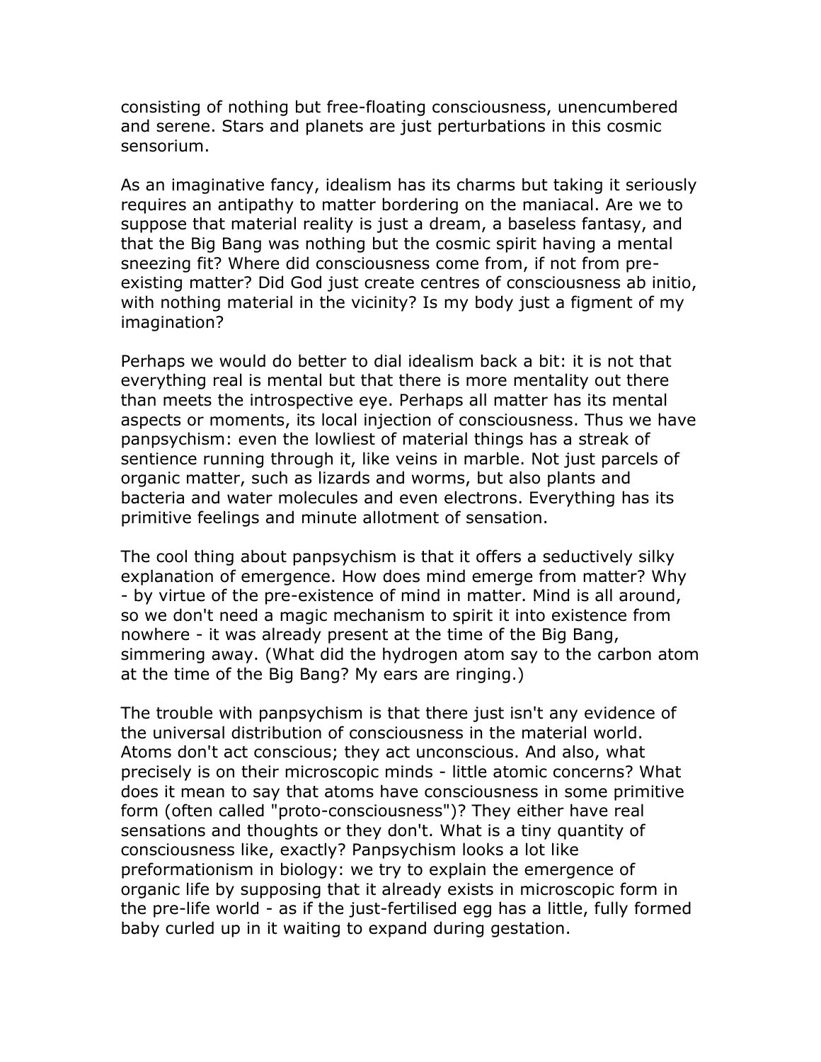consisting of nothing but free-floating consciousness, unencumbered and serene. Stars and planets are just perturbations in this cosmic sensorium.

As an imaginative fancy, idealism has its charms but taking it seriously requires an antipathy to matter bordering on the maniacal. Are we to suppose that material reality is just a dream, a baseless fantasy, and that the Big Bang was nothing but the cosmic spirit having a mental sneezing fit? Where did consciousness come from, if not from pre-existing matter? Did God just create centres of consciousness ab initio, with nothing material in the vicinity? Is my body just a figment of my imagination?

Perhaps we would do better to dial idealism back a bit: it is not that everything real is mental but that there is more mentality out there than meets the introspective eye. Perhaps all matter has its mental aspects or moments, its local injection of consciousness. Thus we have panpsychism: even the lowliest of material things has a streak of sentience running through it, like veins in marble. Not just parcels of organic matter, such as lizards and worms, but also plants and bacteria and water molecules and even electrons. Everything has its primitive feelings and minute allotment of sensation.

The cool thing about panpsychism is that it offers a seductively silky explanation of emergence. How does mind emerge from matter? Why - by virtue of the pre-existence of mind in matter. Mind is all around, so we don't need a magic mechanism to spirit it into existence from nowhere - it was already present at the time of the Big Bang, simmering away. (What did the hydrogen atom say to the carbon atom at the time of the Big Bang? My ears are ringing.)

The trouble with panpsychism is that there just isn't any evidence of the universal distribution of consciousness in the material world. Atoms don't act conscious; they act unconscious. And also, what precisely is on their microscopic minds - little atomic concerns? What does it mean to say that atoms have consciousness in some primitive form (often called "proto-consciousness")? They either have real sensations and thoughts or they don't. What is a tiny quantity of consciousness like, exactly? Panpsychism looks a lot like preformationism in biology: we try to explain the emergence of organic life by supposing that it already exists in microscopic form in the pre-life world - as if the just-fertilised egg has a little, fully formed baby curled up in it waiting to expand during gestation.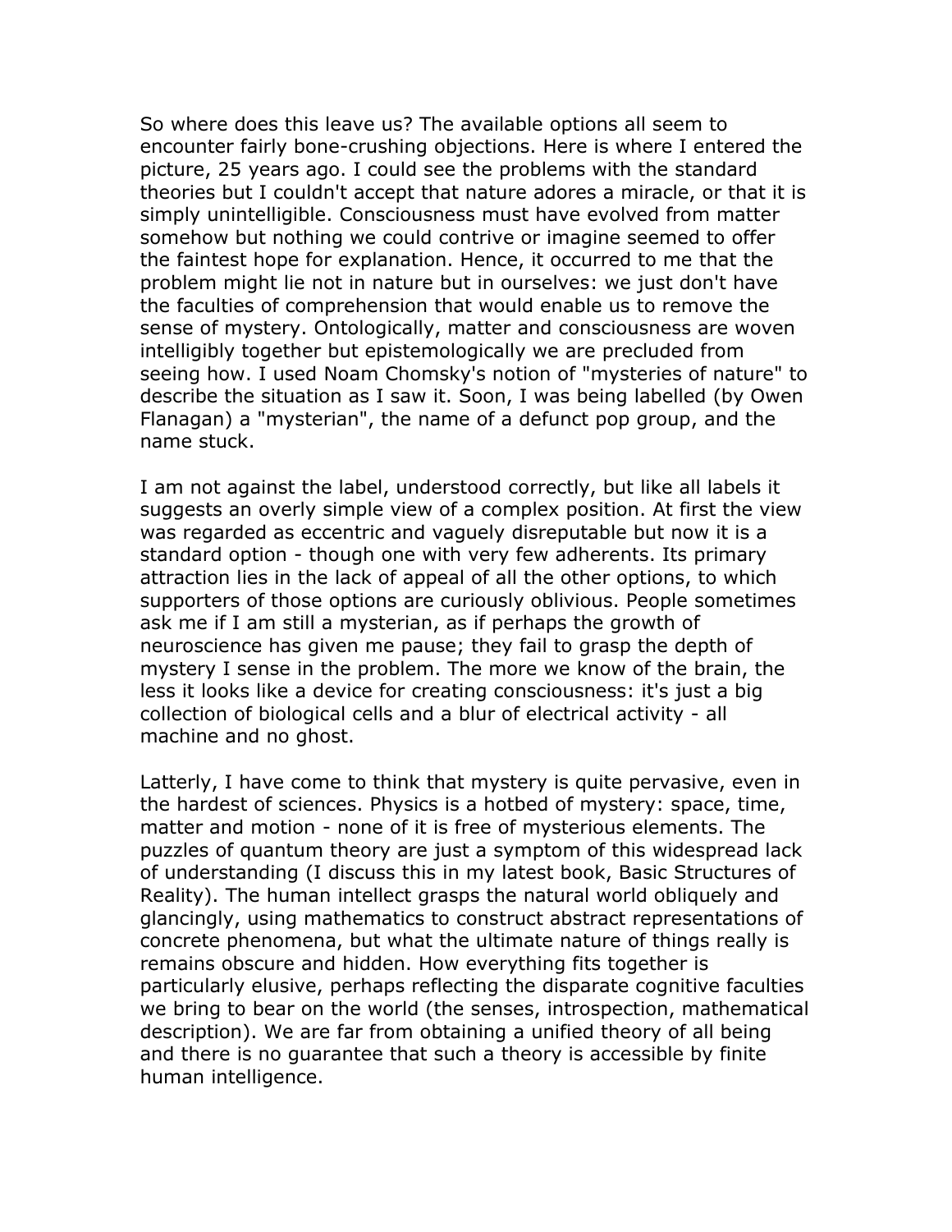So where does this leave us? The available options all seem to encounter fairly bone-crushing objections. Here is where I entered the picture, 25 years ago. I could see the problems with the standard theories but I couldn't accept that nature adores a miracle, or that it is simply unintelligible. Consciousness must have evolved from matter somehow but nothing we could contrive or imagine seemed to offer the faintest hope for explanation. Hence, it occurred to me that the problem might lie not in nature but in ourselves: we just don't have the faculties of comprehension that would enable us to remove the sense of mystery. Ontologically, matter and consciousness are woven intelligibly together but epistemologically we are precluded from seeing how. I used Noam Chomsky's notion of "mysteries of nature" to describe the situation as I saw it. Soon, I was being labelled (by Owen Flanagan) a "mysterian", the name of a defunct pop group, and the name stuck.

I am not against the label, understood correctly, but like all labels it suggests an overly simple view of a complex position. At first the view was regarded as eccentric and vaguely disreputable but now it is a standard option - though one with very few adherents. Its primary attraction lies in the lack of appeal of all the other options, to which supporters of those options are curiously oblivious. People sometimes ask me if I am still a mysterian, as if perhaps the growth of neuroscience has given me pause; they fail to grasp the depth of mystery I sense in the problem. The more we know of the brain, the less it looks like a device for creating consciousness: it's just a big collection of biological cells and a blur of electrical activity - all machine and no ghost.

Latterly, I have come to think that mystery is quite pervasive, even in the hardest of sciences. Physics is a hotbed of mystery: space, time, matter and motion - none of it is free of mysterious elements. The puzzles of quantum theory are just a symptom of this widespread lack of understanding (I discuss this in my latest book, Basic Structures of Reality). The human intellect grasps the natural world obliquely and glancingly, using mathematics to construct abstract representations of concrete phenomena, but what the ultimate nature of things really is remains obscure and hidden. How everything fits together is particularly elusive, perhaps reflecting the disparate cognitive faculties we bring to bear on the world (the senses, introspection, mathematical description). We are far from obtaining a unified theory of all being and there is no guarantee that such a theory is accessible by finite human intelligence.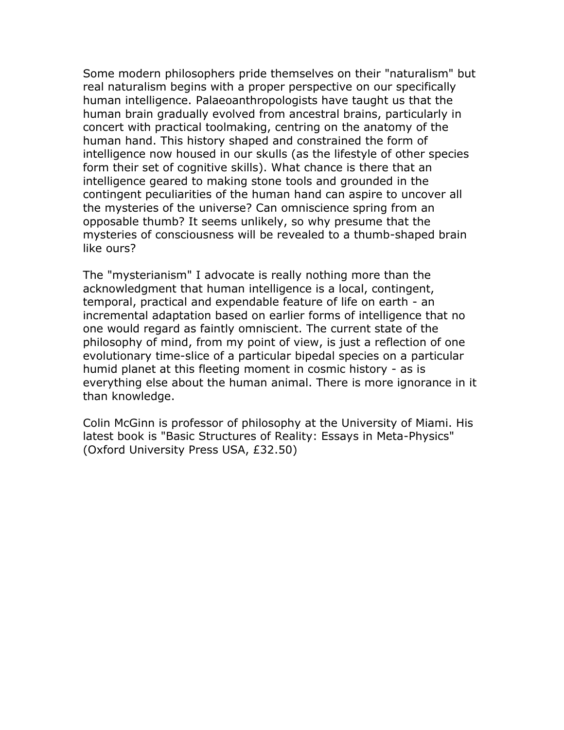Some modern philosophers pride themselves on their "naturalism" but real naturalism begins with a proper perspective on our specifically human intelligence. Palaeoanthropologists have taught us that the human brain gradually evolved from ancestral brains, particularly in concert with practical toolmaking, centring on the anatomy of the human hand. This history shaped and constrained the form of intelligence now housed in our skulls (as the lifestyle of other species form their set of cognitive skills). What chance is there that an intelligence geared to making stone tools and grounded in the contingent peculiarities of the human hand can aspire to uncover all the mysteries of the universe? Can omniscience spring from an opposable thumb? It seems unlikely, so why presume that the mysteries of consciousness will be revealed to a thumb-shaped brain like ours?

The "mysterianism" I advocate is really nothing more than the acknowledgment that human intelligence is a local, contingent, temporal, practical and expendable feature of life on earth - an incremental adaptation based on earlier forms of intelligence that no one would regard as faintly omniscient. The current state of the philosophy of mind, from my point of view, is just a reflection of one evolutionary time-slice of a particular bipedal species on a particular humid planet at this fleeting moment in cosmic history - as is everything else about the human animal. There is more ignorance in it than knowledge.

Colin McGinn is professor of philosophy at the University of Miami. His latest book is "Basic Structures of Reality: Essays in Meta-Physics" (Oxford University Press USA, £32.50)